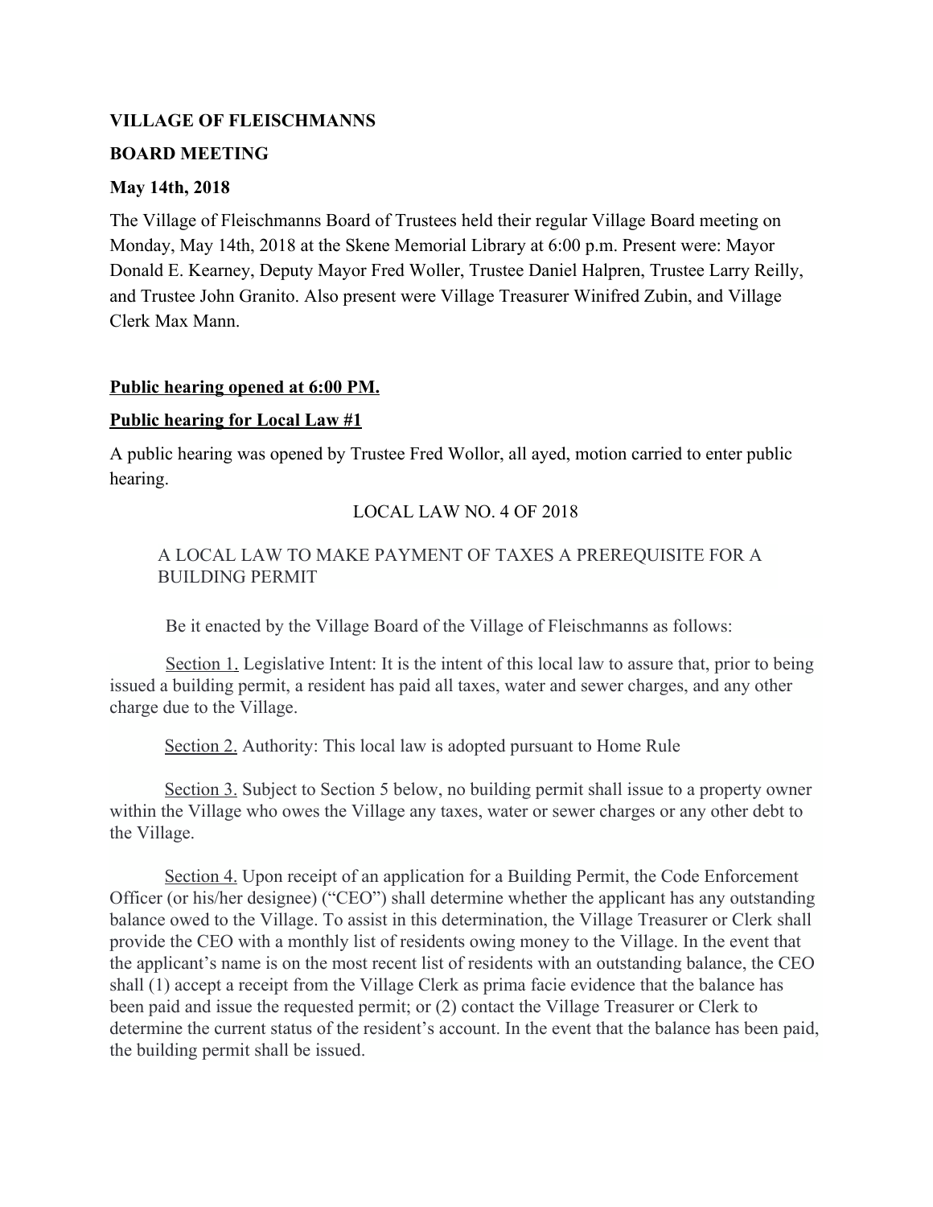**VILLAGE OF FLEISCHMANNS**

**BOARD MEETING**

**May 14th, 2018**

The Village of Fleischmanns Board of Trustees held their regular Village Board meeting on Monday, May 14th, 2018 at the Skene Memorial Library at 6:00 p.m. Present were: Mayor Donald E. Kearney, Deputy Mayor Fred Woller, Trustee Daniel Halpren, Trustee Larry Reilly, and Trustee John Granito. Also present were Village Treasurer Winifred Zubin, and Village Clerk Max Mann.

**Public hearing opened at 6:00 PM.**

**Public hearing for Local Law #1**

A public hearing was opened by Trustee Fred Wollor, all ayed, motion carried to enter public hearing.

LOCAL LAW NO. 4 OF 2018

A LOCAL LAW TO MAKE PAYMENT OF TAXES A PREREQUISITE FOR A BUILDING PERMIT

Be it enacted by the Village Board of the Village of Fleischmanns as follows:

Section 1. Legislative Intent: It is the intent of this local law to assure that, prior to being issued a building permit, a resident has paid all taxes, water and sewer charges, and any other charge due to the Village.

Section 2. Authority: This local law is adopted pursuant to Home Rule

Section 3. Subject to Section 5 below, no building permit shall issue to a property owner within the Village who owes the Village any taxes, water or sewer charges or any other debt to the Village.

Section 4. Upon receipt of an application for a Building Permit, the Code Enforcement Officer (or his/her designee) ("CEO") shall determine whether the applicant has any outstanding balance owed to the Village. To assist in this determination, the Village Treasurer or Clerk shall provide the CEO with a monthly list of residents owing money to the Village. In the event that the applicant's name is on the most recent list of residents with an outstanding balance, the CEO shall (1) accept a receipt from the Village Clerk as prima facie evidence that the balance has been paid and issue the requested permit; or (2) contact the Village Treasurer or Clerk to determine the current status of the resident's account. In the event that the balance has been paid, the building permit shall be issued.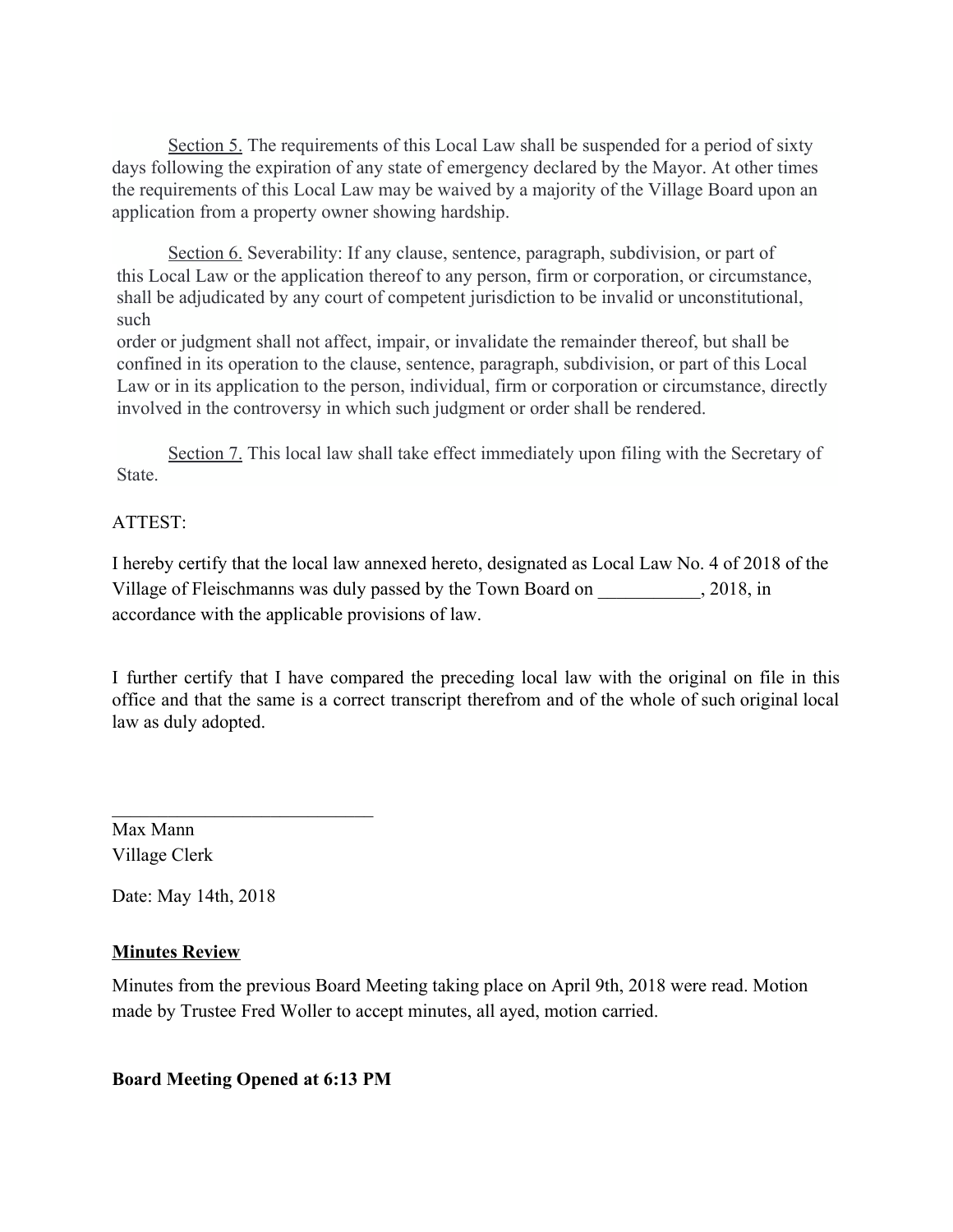<u>Section 5.</u> The requirements of this Local Law shall be suspended for a period of sixty days following the expiration of any state of emergency declared by the Mayor. At other times the requirements of this Local Law may be waived by a majority of the Village Board upon an application from a property owner showing hardship.

<u>Section 6.</u> Severability: If any clause, sentence, paragraph, subdivision, or part of this Local Law or the application thereof to any person, firm or corporation, or circumstance, shall be adjudicated by any court of competent jurisdiction to be invalid or unconstitutional, such order or judgment shall not affect, impair, or invalidate the remainder thereof, but shall be confined in its operation to the clause, sentence, paragraph, subdivision, or part of this Local Law or in its application to the person, individual, firm or corporation or circumstance, directly involved in the controversy in which such judgment or order shall be rendered.

<u>Section 7.</u> This local law shall take effect immediately upon filing with the Secretary of State.

ATTEST:

I hereby certify that the local law annexed hereto, designated as Local Law No. 4 of 2018 of the Village of Fleischmanns was duly passed by the Town Board on ___________, 2018, in accordance with the applicable provisions of law.

I further certify that I have compared the preceding local law with the original on file in this office and that the same is a correct transcript therefrom and of the whole of such original local law as duly adopted.

____________________________

Max Mann
Village Clerk

Date: May 14th, 2018

**<u>Minutes Review</u>**

Minutes from the previous Board Meeting taking place on April 9th, 2018 were read. Motion made by Trustee Fred Woller to accept minutes, all ayed, motion carried.

**Board Meeting Opened at 6:13 PM**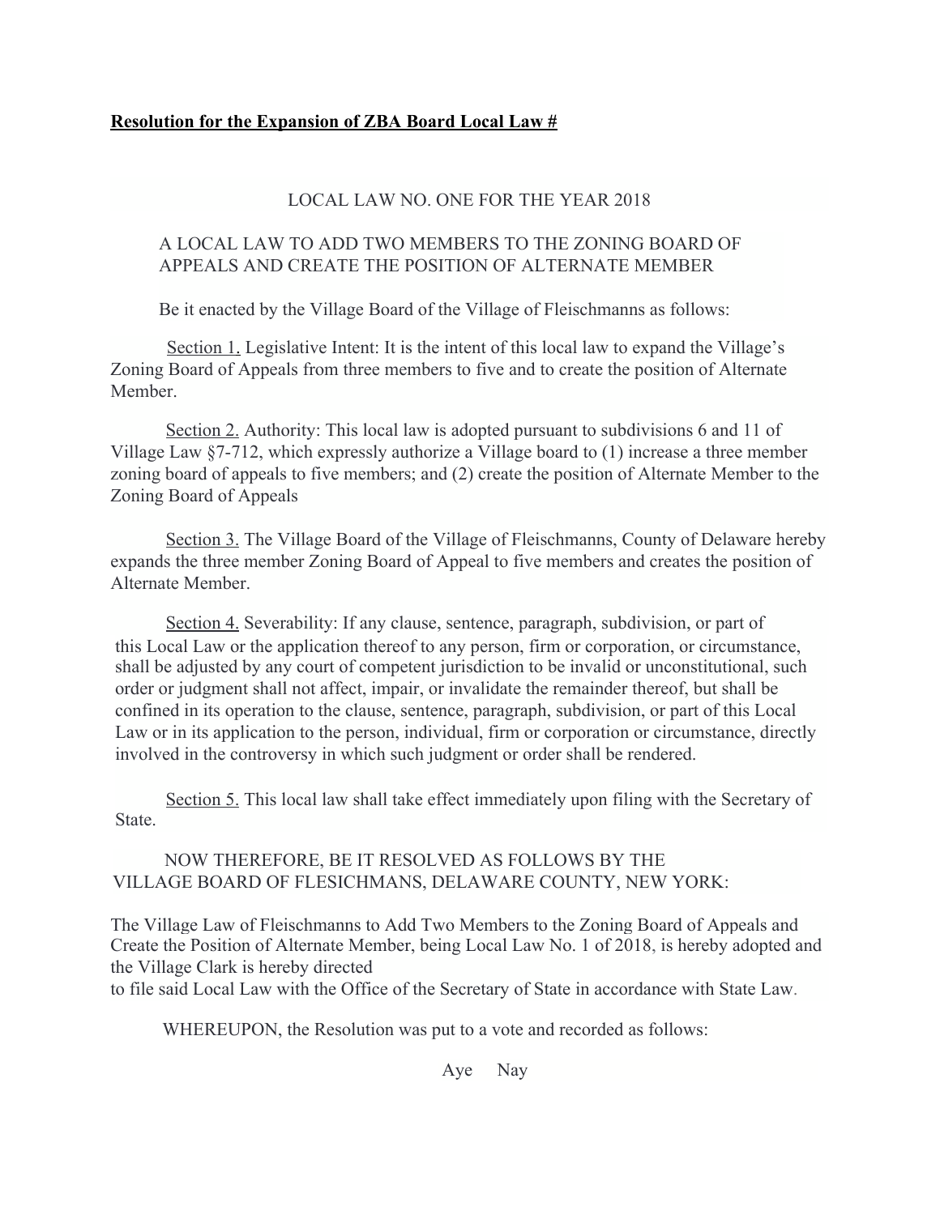**Resolution for the Expansion of ZBA Board Local Law #**

LOCAL LAW NO. ONE FOR THE YEAR 2018

A LOCAL LAW TO ADD TWO MEMBERS TO THE ZONING BOARD OF APPEALS AND CREATE THE POSITION OF ALTERNATE MEMBER

Be it enacted by the Village Board of the Village of Fleischmanns as follows:

Section 1. Legislative Intent: It is the intent of this local law to expand the Village's Zoning Board of Appeals from three members to five and to create the position of Alternate Member.

Section 2. Authority: This local law is adopted pursuant to subdivisions 6 and 11 of Village Law §7-712, which expressly authorize a Village board to (1) increase a three member zoning board of appeals to five members; and (2) create the position of Alternate Member to the Zoning Board of Appeals

Section 3. The Village Board of the Village of Fleischmanns, County of Delaware hereby expands the three member Zoning Board of Appeal to five members and creates the position of Alternate Member.

Section 4. Severability: If any clause, sentence, paragraph, subdivision, or part of this Local Law or the application thereof to any person, firm or corporation, or circumstance, shall be adjusted by any court of competent jurisdiction to be invalid or unconstitutional, such order or judgment shall not affect, impair, or invalidate the remainder thereof, but shall be confined in its operation to the clause, sentence, paragraph, subdivision, or part of this Local Law or in its application to the person, individual, firm or corporation or circumstance, directly involved in the controversy in which such judgment or order shall be rendered.

Section 5. This local law shall take effect immediately upon filing with the Secretary of State.

NOW THEREFORE, BE IT RESOLVED AS FOLLOWS BY THE VILLAGE BOARD OF FLESICHMANS, DELAWARE COUNTY, NEW YORK:

The Village Law of Fleischmanns to Add Two Members to the Zoning Board of Appeals and Create the Position of Alternate Member, being Local Law No. 1 of 2018, is hereby adopted and the Village Clark is hereby directed to file said Local Law with the Office of the Secretary of State in accordance with State Law.

WHEREUPON, the Resolution was put to a vote and recorded as follows:

Aye Nay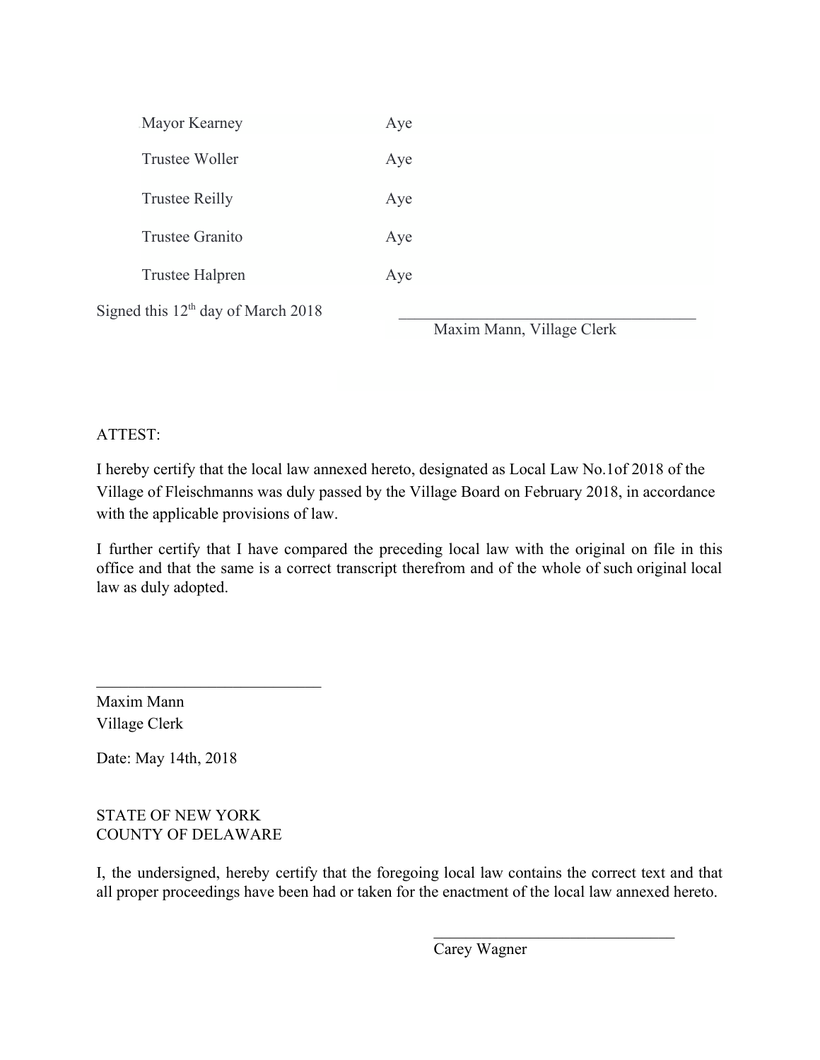| | |
|---|---|
| Mayor Kearney | Aye |
| Trustee Woller | Aye |
| Trustee Reilly | Aye |
| Trustee Granito | Aye |
| Trustee Halpren | Aye |

Signed this 12th day of March 2018

\_\_\_\_\_\_\_\_\_\_\_\_\_\_\_\_\_\_\_\_\_\_\_\_\_\_\_\_\_\_\_\_\_\_\_\_
Maxim Mann, Village Clerk

ATTEST:

I hereby certify that the local law annexed hereto, designated as Local Law No.1of 2018 of the Village of Fleischmanns was duly passed by the Village Board on February 2018, in accordance with the applicable provisions of law.

I further certify that I have compared the preceding local law with the original on file in this office and that the same is a correct transcript therefrom and of the whole of such original local law as duly adopted.

\_\_\_\_\_\_\_\_\_\_\_\_\_\_\_\_\_\_\_\_\_\_\_\_\_\_\_\_
Maxim Mann
Village Clerk

Date: May 14th, 2018

STATE OF NEW YORK
COUNTY OF DELAWARE

I, the undersigned, hereby certify that the foregoing local law contains the correct text and that all proper proceedings have been had or taken for the enactment of the local law annexed hereto.

\_\_\_\_\_\_\_\_\_\_\_\_\_\_\_\_\_\_\_\_\_\_\_\_\_\_\_\_\_\_
Carey Wagner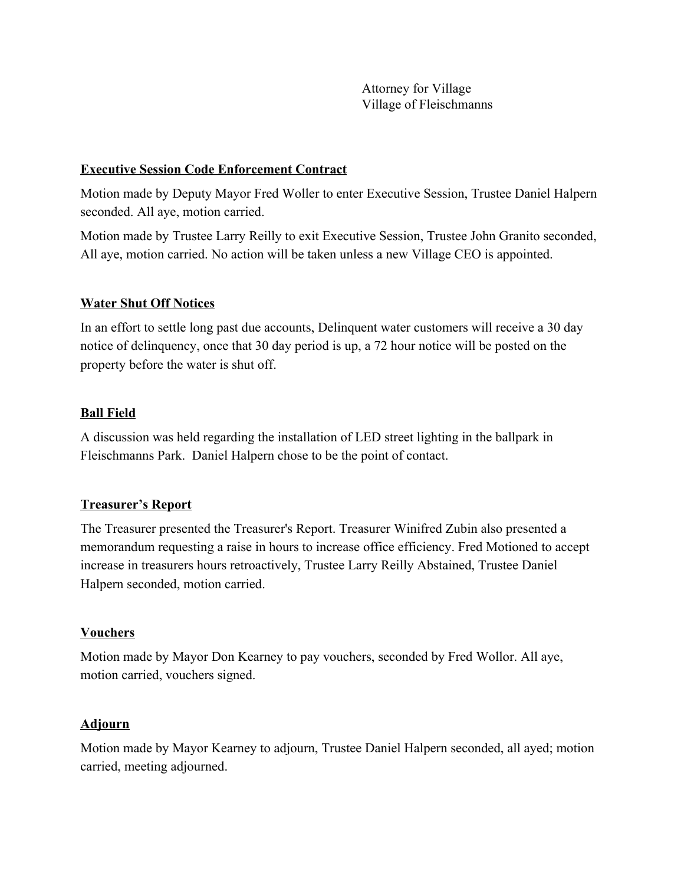Attorney for Village
Village of Fleischmanns

**Executive Session Code Enforcement Contract**

Motion made by Deputy Mayor Fred Woller to enter Executive Session, Trustee Daniel Halpern seconded. All aye, motion carried.

Motion made by Trustee Larry Reilly to exit Executive Session, Trustee John Granito seconded, All aye, motion carried. No action will be taken unless a new Village CEO is appointed.

**Water Shut Off Notices**

In an effort to settle long past due accounts, Delinquent water customers will receive a 30 day notice of delinquency, once that 30 day period is up, a 72 hour notice will be posted on the property before the water is shut off.

**Ball Field**

A discussion was held regarding the installation of LED street lighting in the ballpark in Fleischmanns Park. Daniel Halpern chose to be the point of contact.

**Treasurer's Report**

The Treasurer presented the Treasurer's Report. Treasurer Winifred Zubin also presented a memorandum requesting a raise in hours to increase office efficiency. Fred Motioned to accept increase in treasurers hours retroactively, Trustee Larry Reilly Abstained, Trustee Daniel Halpern seconded, motion carried.

**Vouchers**

Motion made by Mayor Don Kearney to pay vouchers, seconded by Fred Wollor. All aye, motion carried, vouchers signed.

**Adjourn**

Motion made by Mayor Kearney to adjourn, Trustee Daniel Halpern seconded, all ayed; motion carried, meeting adjourned.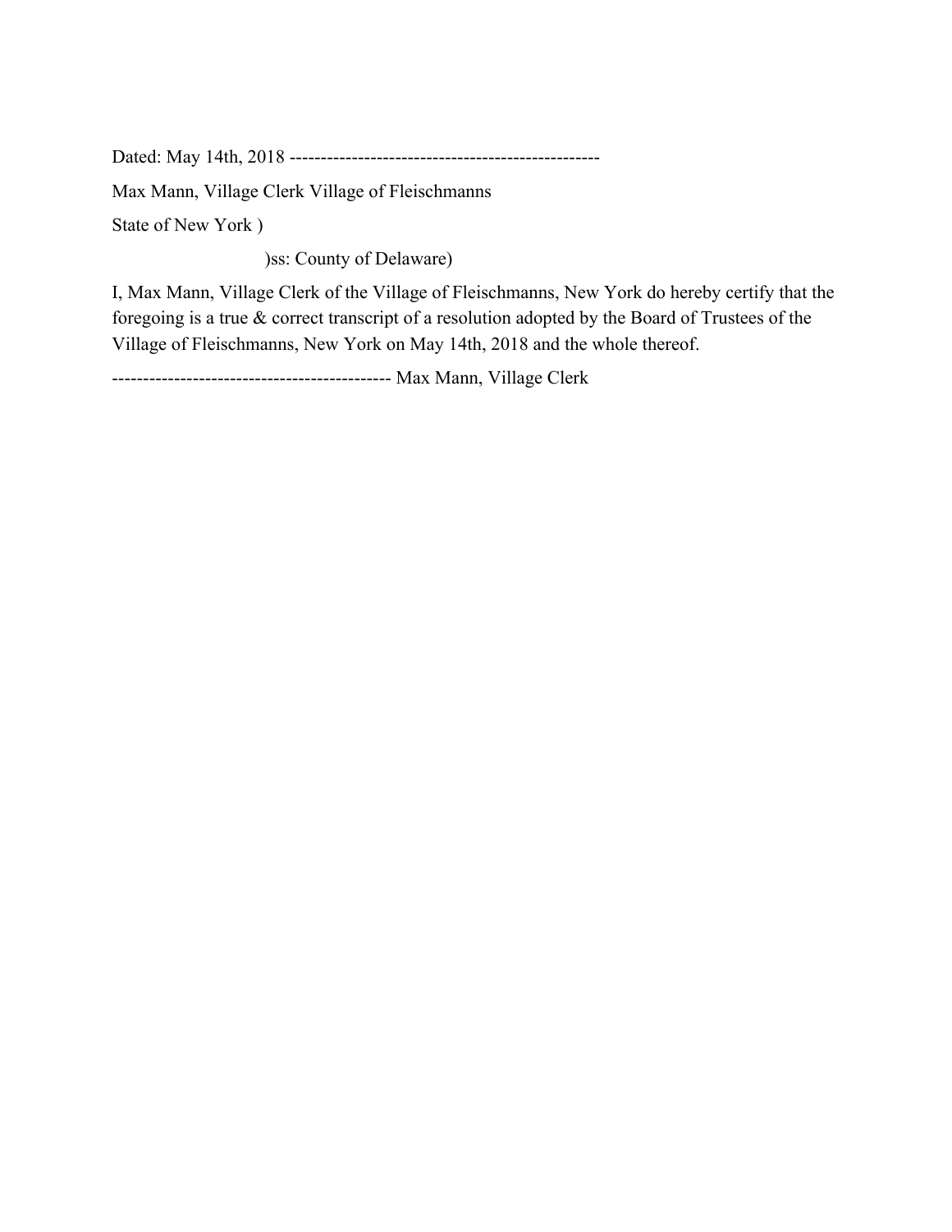Dated: May 14th, 2018 --------------------------------------------------

Max Mann, Village Clerk Village of Fleischmanns

State of New York )

)ss: County of Delaware)

I, Max Mann, Village Clerk of the Village of Fleischmanns, New York do hereby certify that the foregoing is a true & correct transcript of a resolution adopted by the Board of Trustees of the Village of Fleischmanns, New York on May 14th, 2018 and the whole thereof.

--------------------------------------------- Max Mann, Village Clerk